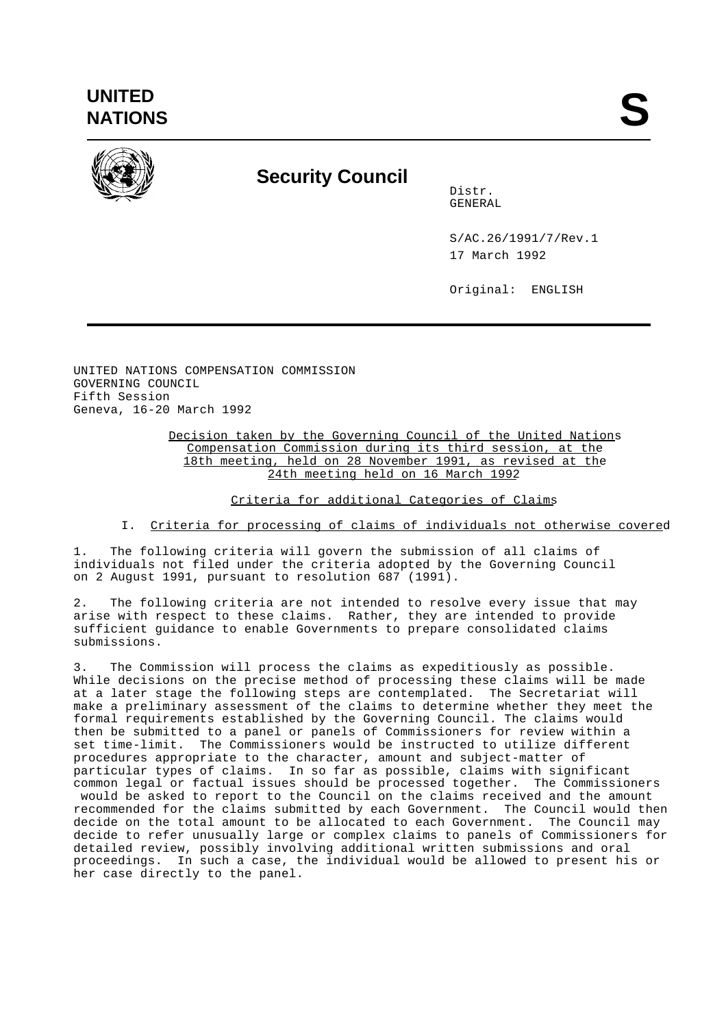UNITED
NATIONS

S

Security Council

Distr.
GENERAL

S/AC.26/1991/7/Rev.1
17 March 1992

Original: ENGLISH

UNITED NATIONS COMPENSATION COMMISSION
GOVERNING COUNCIL
Fifth Session
Geneva, 16-20 March 1992

Decision taken by the Governing Council of the United Nations Compensation Commission during its third session, at the 18th meeting, held on 28 November 1991, as revised at the 24th meeting held on 16 March 1992

Criteria for additional Categories of Claims

## I. Criteria for processing of claims of individuals not otherwise covered

1. The following criteria will govern the submission of all claims of individuals not filed under the criteria adopted by the Governing Council on 2 August 1991, pursuant to resolution 687 (1991).

2. The following criteria are not intended to resolve every issue that may arise with respect to these claims. Rather, they are intended to provide sufficient guidance to enable Governments to prepare consolidated claims submissions.

3. The Commission will process the claims as expeditiously as possible. While decisions on the precise method of processing these claims will be made at a later stage the following steps are contemplated. The Secretariat will make a preliminary assessment of the claims to determine whether they meet the formal requirements established by the Governing Council. The claims would then be submitted to a panel or panels of Commissioners for review within a set time-limit. The Commissioners would be instructed to utilize different procedures appropriate to the character, amount and subject-matter of particular types of claims. In so far as possible, claims with significant common legal or factual issues should be processed together. The Commissioners would be asked to report to the Council on the claims received and the amount recommended for the claims submitted by each Government. The Council would then decide on the total amount to be allocated to each Government. The Council may decide to refer unusually large or complex claims to panels of Commissioners for detailed review, possibly involving additional written submissions and oral proceedings. In such a case, the individual would be allowed to present his or her case directly to the panel.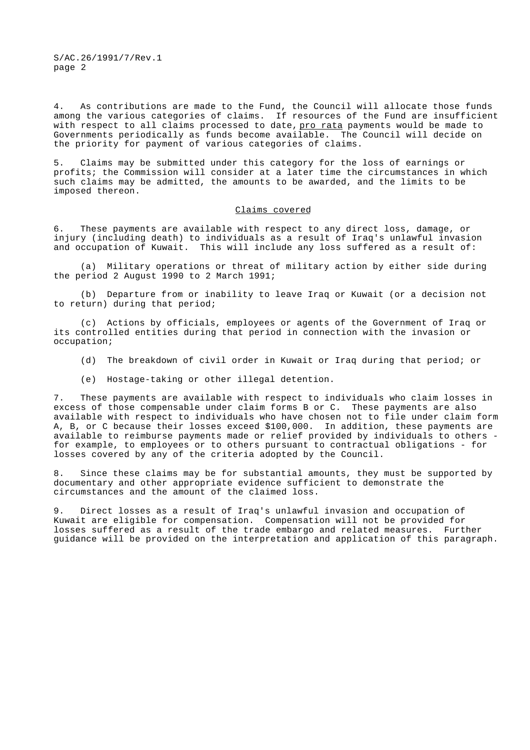4. As contributions are made to the Fund, the Council will allocate those funds among the various categories of claims. If resources of the Fund are insufficient with respect to all claims processed to date, pro rata payments would be made to Governments periodically as funds become available. The Council will decide on the priority for payment of various categories of claims.

5. Claims may be submitted under this category for the loss of earnings or profits; the Commission will consider at a later time the circumstances in which such claims may be admitted, the amounts to be awarded, and the limits to be imposed thereon.

## Claims covered

6. These payments are available with respect to any direct loss, damage, or injury (including death) to individuals as a result of Iraq's unlawful invasion and occupation of Kuwait. This will include any loss suffered as a result of:

(a) Military operations or threat of military action by either side during the period 2 August 1990 to 2 March 1991;

(b) Departure from or inability to leave Iraq or Kuwait (or a decision not to return) during that period;

(c) Actions by officials, employees or agents of the Government of Iraq or its controlled entities during that period in connection with the invasion or occupation;

(d) The breakdown of civil order in Kuwait or Iraq during that period; or

(e) Hostage-taking or other illegal detention.

7. These payments are available with respect to individuals who claim losses in excess of those compensable under claim forms B or C. These payments are also available with respect to individuals who have chosen not to file under claim form A, B, or C because their losses exceed $100,000. In addition, these payments are available to reimburse payments made or relief provided by individuals to others - for example, to employees or to others pursuant to contractual obligations - for losses covered by any of the criteria adopted by the Council.

8. Since these claims may be for substantial amounts, they must be supported by documentary and other appropriate evidence sufficient to demonstrate the circumstances and the amount of the claimed loss.

9. Direct losses as a result of Iraq's unlawful invasion and occupation of Kuwait are eligible for compensation. Compensation will not be provided for losses suffered as a result of the trade embargo and related measures. Further guidance will be provided on the interpretation and application of this paragraph.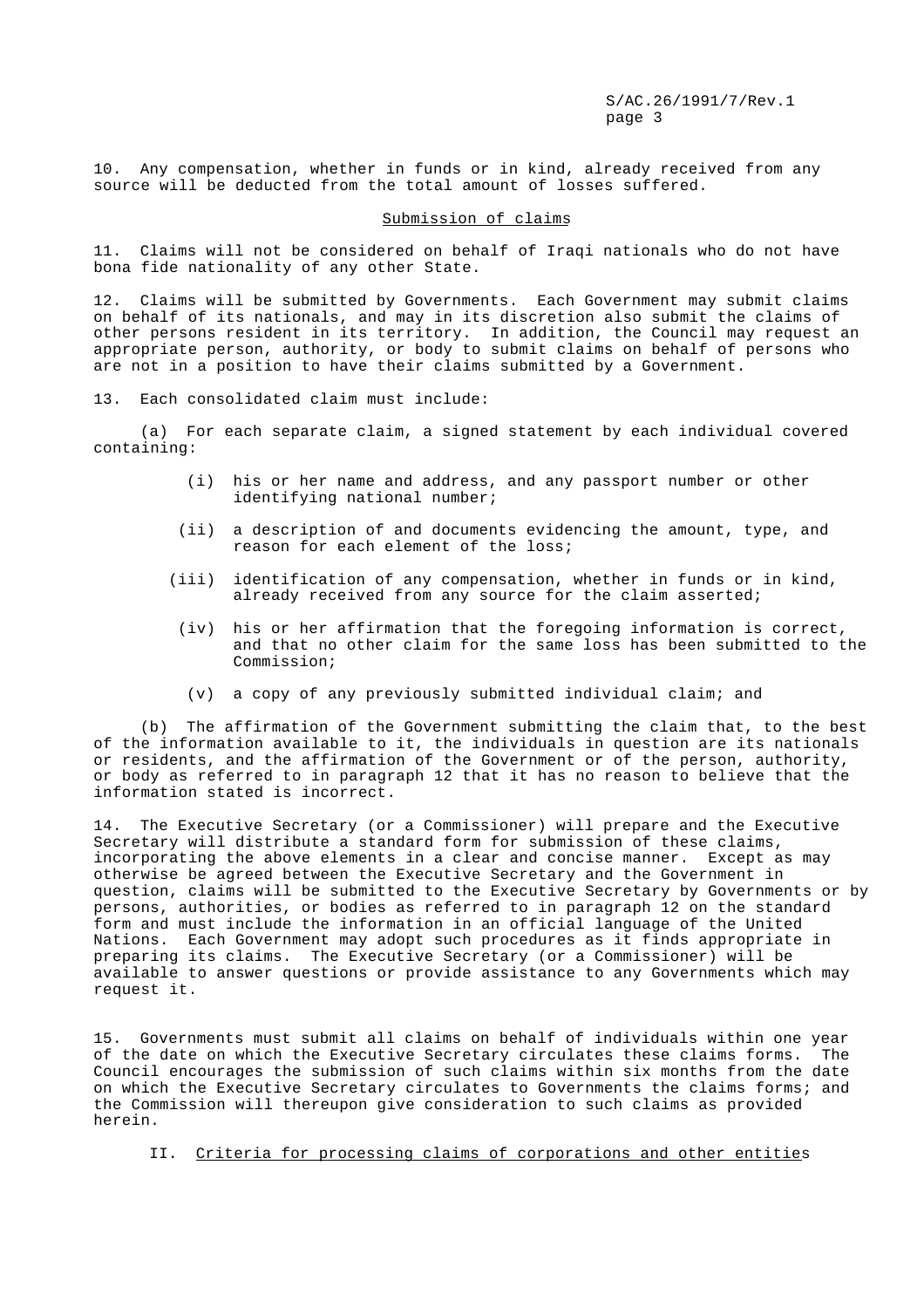10. Any compensation, whether in funds or in kind, already received from any source will be deducted from the total amount of losses suffered.

## Submission of claims

11. Claims will not be considered on behalf of Iraqi nationals who do not have bona fide nationality of any other State.

12. Claims will be submitted by Governments. Each Government may submit claims on behalf of its nationals, and may in its discretion also submit the claims of other persons resident in its territory. In addition, the Council may request an appropriate person, authority, or body to submit claims on behalf of persons who are not in a position to have their claims submitted by a Government.

13. Each consolidated claim must include:

(a) For each separate claim, a signed statement by each individual covered containing:

- (i) his or her name and address, and any passport number or other identifying national number;
- (ii) a description of and documents evidencing the amount, type, and reason for each element of the loss;
- (iii) identification of any compensation, whether in funds or in kind, already received from any source for the claim asserted;
- (iv) his or her affirmation that the foregoing information is correct, and that no other claim for the same loss has been submitted to the Commission;
- (v) a copy of any previously submitted individual claim; and

(b) The affirmation of the Government submitting the claim that, to the best of the information available to it, the individuals in question are its nationals or residents, and the affirmation of the Government or of the person, authority, or body as referred to in paragraph 12 that it has no reason to believe that the information stated is incorrect.

14. The Executive Secretary (or a Commissioner) will prepare and the Executive Secretary will distribute a standard form for submission of these claims, incorporating the above elements in a clear and concise manner. Except as may otherwise be agreed between the Executive Secretary and the Government in question, claims will be submitted to the Executive Secretary by Governments or by persons, authorities, or bodies as referred to in paragraph 12 on the standard form and must include the information in an official language of the United Nations. Each Government may adopt such procedures as it finds appropriate in preparing its claims. The Executive Secretary (or a Commissioner) will be available to answer questions or provide assistance to any Governments which may request it.

15. Governments must submit all claims on behalf of individuals within one year of the date on which the Executive Secretary circulates these claims forms. The Council encourages the submission of such claims within six months from the date on which the Executive Secretary circulates to Governments the claims forms; and the Commission will thereupon give consideration to such claims as provided herein.

## II. Criteria for processing claims of corporations and other entities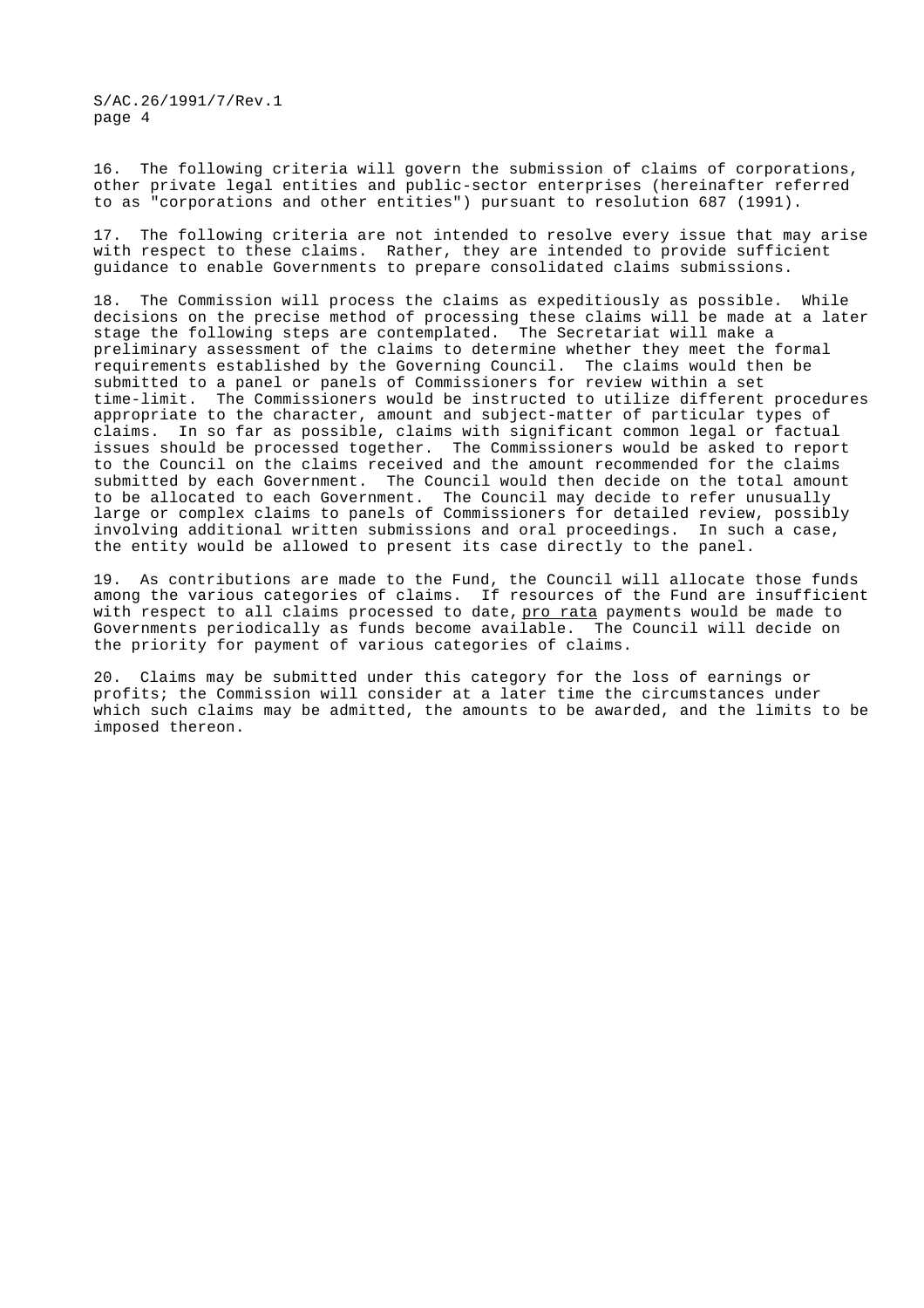16. The following criteria will govern the submission of claims of corporations, other private legal entities and public-sector enterprises (hereinafter referred to as "corporations and other entities") pursuant to resolution 687 (1991).

17. The following criteria are not intended to resolve every issue that may arise with respect to these claims. Rather, they are intended to provide sufficient guidance to enable Governments to prepare consolidated claims submissions.

18. The Commission will process the claims as expeditiously as possible. While decisions on the precise method of processing these claims will be made at a later stage the following steps are contemplated. The Secretariat will make a preliminary assessment of the claims to determine whether they meet the formal requirements established by the Governing Council. The claims would then be submitted to a panel or panels of Commissioners for review within a set time-limit. The Commissioners would be instructed to utilize different procedures appropriate to the character, amount and subject-matter of particular types of claims. In so far as possible, claims with significant common legal or factual issues should be processed together. The Commissioners would be asked to report to the Council on the claims received and the amount recommended for the claims submitted by each Government. The Council would then decide on the total amount to be allocated to each Government. The Council may decide to refer unusually large or complex claims to panels of Commissioners for detailed review, possibly involving additional written submissions and oral proceedings. In such a case, the entity would be allowed to present its case directly to the panel.

19. As contributions are made to the Fund, the Council will allocate those funds among the various categories of claims. If resources of the Fund are insufficient with respect to all claims processed to date, <u>pro rata</u> payments would be made to Governments periodically as funds become available. The Council will decide on the priority for payment of various categories of claims.

20. Claims may be submitted under this category for the loss of earnings or profits; the Commission will consider at a later time the circumstances under which such claims may be admitted, the amounts to be awarded, and the limits to be imposed thereon.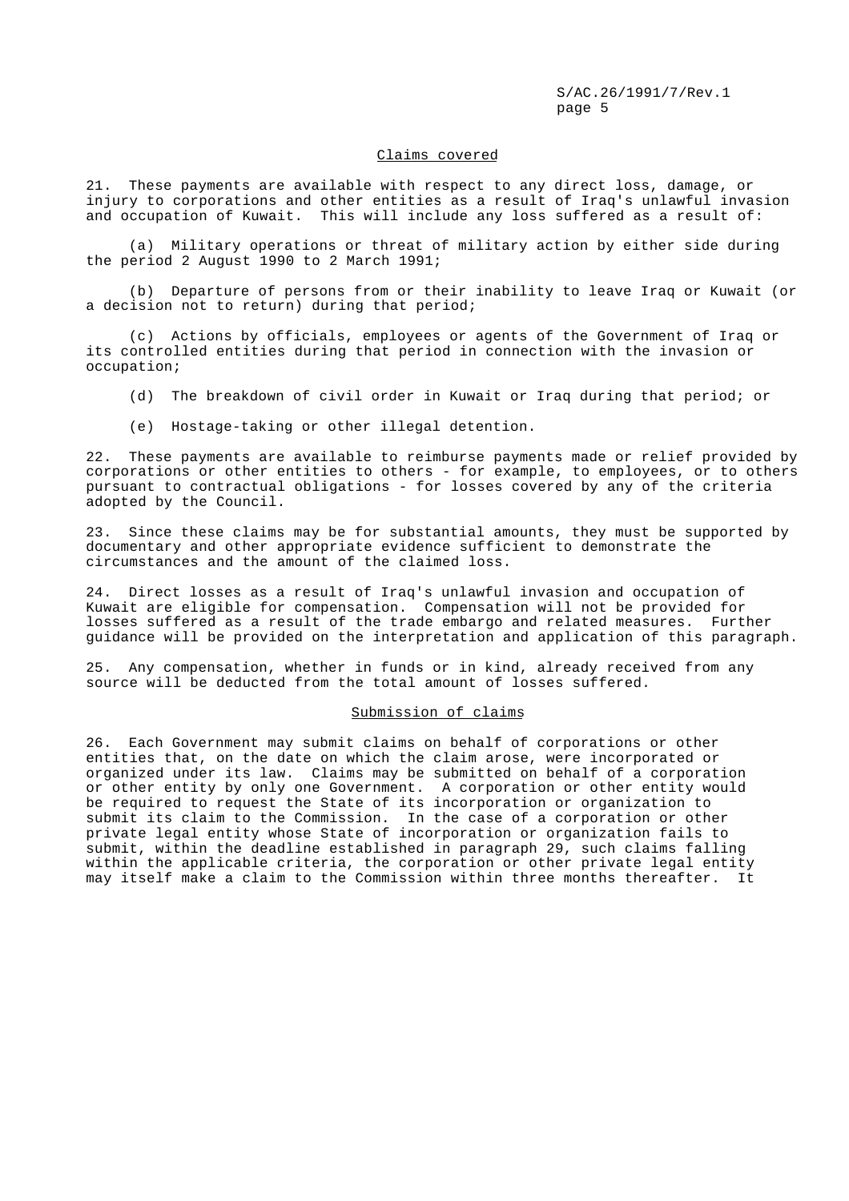<u>Claims covered</u>

21. These payments are available with respect to any direct loss, damage, or injury to corporations and other entities as a result of Iraq's unlawful invasion and occupation of Kuwait. This will include any loss suffered as a result of:

(a) Military operations or threat of military action by either side during the period 2 August 1990 to 2 March 1991;

(b) Departure of persons from or their inability to leave Iraq or Kuwait (or a decision not to return) during that period;

(c) Actions by officials, employees or agents of the Government of Iraq or its controlled entities during that period in connection with the invasion or occupation;

(d) The breakdown of civil order in Kuwait or Iraq during that period; or

(e) Hostage-taking or other illegal detention.

22. These payments are available to reimburse payments made or relief provided by corporations or other entities to others - for example, to employees, or to others pursuant to contractual obligations - for losses covered by any of the criteria adopted by the Council.

23. Since these claims may be for substantial amounts, they must be supported by documentary and other appropriate evidence sufficient to demonstrate the circumstances and the amount of the claimed loss.

24. Direct losses as a result of Iraq's unlawful invasion and occupation of Kuwait are eligible for compensation. Compensation will not be provided for losses suffered as a result of the trade embargo and related measures. Further guidance will be provided on the interpretation and application of this paragraph.

25. Any compensation, whether in funds or in kind, already received from any source will be deducted from the total amount of losses suffered.

<u>Submission of claims</u>

26. Each Government may submit claims on behalf of corporations or other entities that, on the date on which the claim arose, were incorporated or organized under its law. Claims may be submitted on behalf of a corporation or other entity by only one Government. A corporation or other entity would be required to request the State of its incorporation or organization to submit its claim to the Commission. In the case of a corporation or other private legal entity whose State of incorporation or organization fails to submit, within the deadline established in paragraph 29, such claims falling within the applicable criteria, the corporation or other private legal entity may itself make a claim to the Commission within three months thereafter. It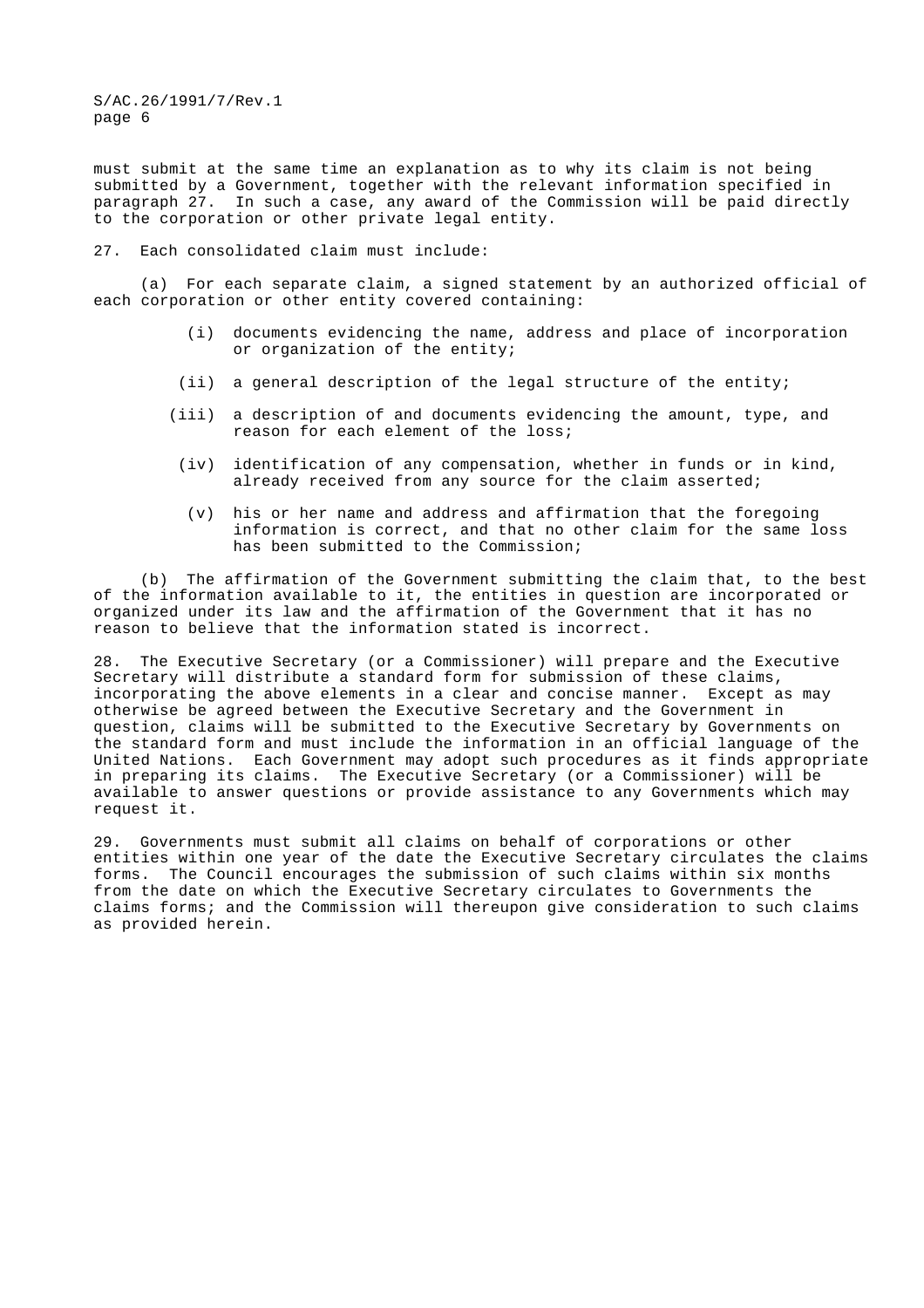must submit at the same time an explanation as to why its claim is not being submitted by a Government, together with the relevant information specified in paragraph 27. In such a case, any award of the Commission will be paid directly to the corporation or other private legal entity.

27. Each consolidated claim must include:

(a) For each separate claim, a signed statement by an authorized official of each corporation or other entity covered containing:

(i) documents evidencing the name, address and place of incorporation or organization of the entity;

(ii) a general description of the legal structure of the entity;

(iii) a description of and documents evidencing the amount, type, and reason for each element of the loss;

(iv) identification of any compensation, whether in funds or in kind, already received from any source for the claim asserted;

(v) his or her name and address and affirmation that the foregoing information is correct, and that no other claim for the same loss has been submitted to the Commission;

(b) The affirmation of the Government submitting the claim that, to the best of the information available to it, the entities in question are incorporated or organized under its law and the affirmation of the Government that it has no reason to believe that the information stated is incorrect.

28. The Executive Secretary (or a Commissioner) will prepare and the Executive Secretary will distribute a standard form for submission of these claims, incorporating the above elements in a clear and concise manner. Except as may otherwise be agreed between the Executive Secretary and the Government in question, claims will be submitted to the Executive Secretary by Governments on the standard form and must include the information in an official language of the United Nations. Each Government may adopt such procedures as it finds appropriate in preparing its claims. The Executive Secretary (or a Commissioner) will be available to answer questions or provide assistance to any Governments which may request it.

29. Governments must submit all claims on behalf of corporations or other entities within one year of the date the Executive Secretary circulates the claims forms. The Council encourages the submission of such claims within six months from the date on which the Executive Secretary circulates to Governments the claims forms; and the Commission will thereupon give consideration to such claims as provided herein.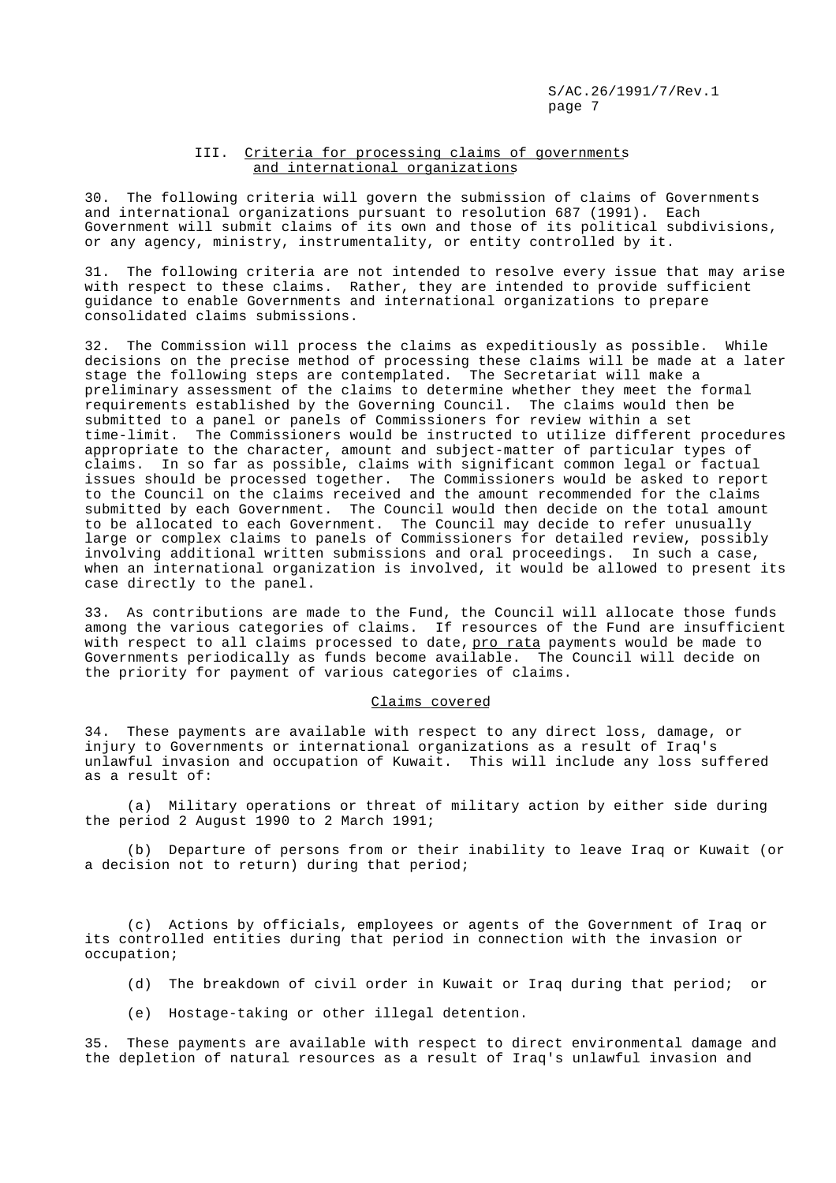## III. Criteria for processing claims of governments and international organizations

30. The following criteria will govern the submission of claims of Governments and international organizations pursuant to resolution 687 (1991). Each Government will submit claims of its own and those of its political subdivisions, or any agency, ministry, instrumentality, or entity controlled by it.

31. The following criteria are not intended to resolve every issue that may arise with respect to these claims. Rather, they are intended to provide sufficient guidance to enable Governments and international organizations to prepare consolidated claims submissions.

32. The Commission will process the claims as expeditiously as possible. While decisions on the precise method of processing these claims will be made at a later stage the following steps are contemplated. The Secretariat will make a preliminary assessment of the claims to determine whether they meet the formal requirements established by the Governing Council. The claims would then be submitted to a panel or panels of Commissioners for review within a set time-limit. The Commissioners would be instructed to utilize different procedures appropriate to the character, amount and subject-matter of particular types of claims. In so far as possible, claims with significant common legal or factual issues should be processed together. The Commissioners would be asked to report to the Council on the claims received and the amount recommended for the claims submitted by each Government. The Council would then decide on the total amount to be allocated to each Government. The Council may decide to refer unusually large or complex claims to panels of Commissioners for detailed review, possibly involving additional written submissions and oral proceedings. In such a case, when an international organization is involved, it would be allowed to present its case directly to the panel.

33. As contributions are made to the Fund, the Council will allocate those funds among the various categories of claims. If resources of the Fund are insufficient with respect to all claims processed to date, *pro rata* payments would be made to Governments periodically as funds become available. The Council will decide on the priority for payment of various categories of claims.

### Claims covered

34. These payments are available with respect to any direct loss, damage, or injury to Governments or international organizations as a result of Iraq's unlawful invasion and occupation of Kuwait. This will include any loss suffered as a result of:

(a) Military operations or threat of military action by either side during the period 2 August 1990 to 2 March 1991;

(b) Departure of persons from or their inability to leave Iraq or Kuwait (or a decision not to return) during that period;

(c) Actions by officials, employees or agents of the Government of Iraq or its controlled entities during that period in connection with the invasion or occupation;

(d) The breakdown of civil order in Kuwait or Iraq during that period; or

(e) Hostage-taking or other illegal detention.

35. These payments are available with respect to direct environmental damage and the depletion of natural resources as a result of Iraq's unlawful invasion and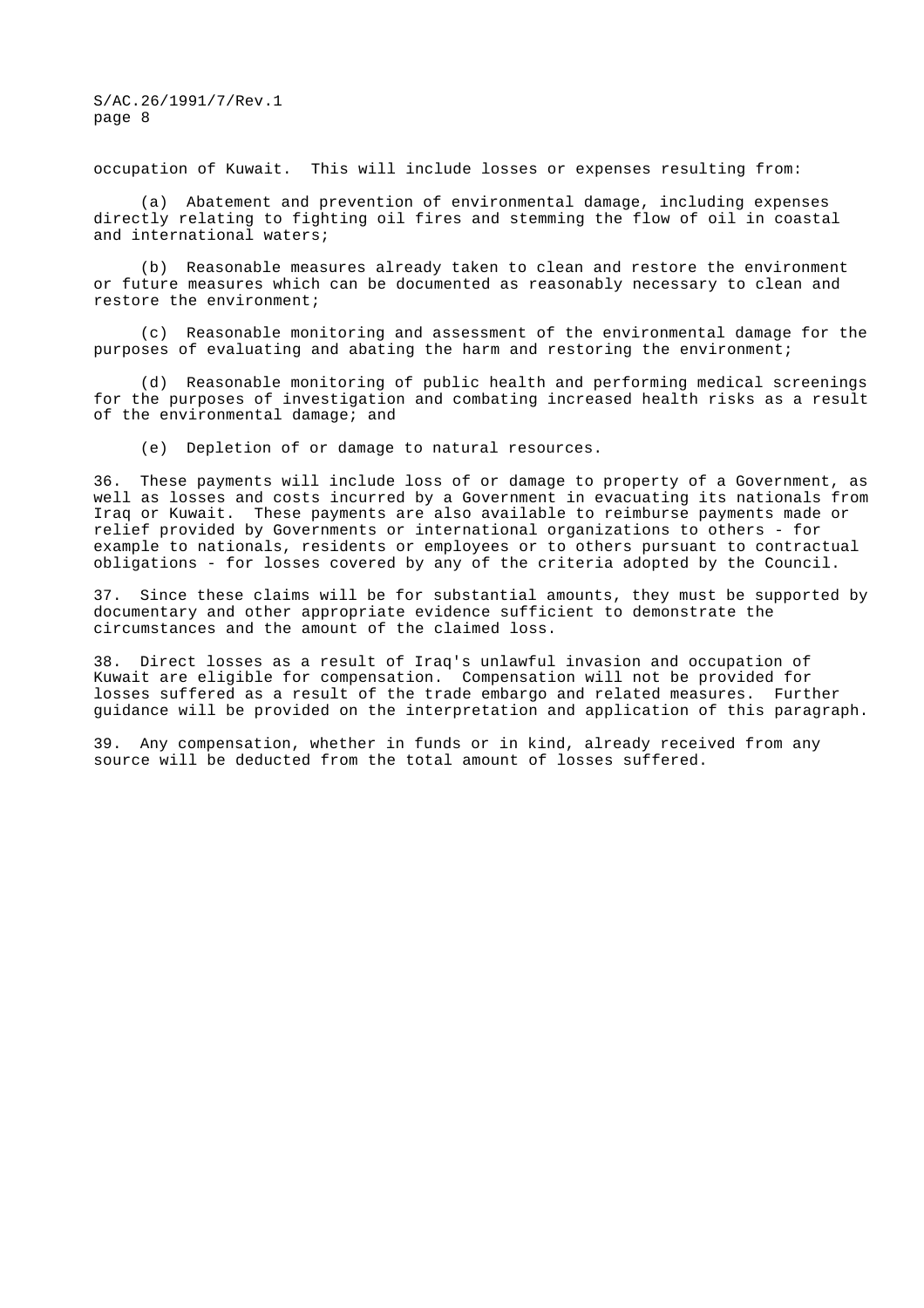occupation of Kuwait. This will include losses or expenses resulting from:

(a) Abatement and prevention of environmental damage, including expenses directly relating to fighting oil fires and stemming the flow of oil in coastal and international waters;

(b) Reasonable measures already taken to clean and restore the environment or future measures which can be documented as reasonably necessary to clean and restore the environment;

(c) Reasonable monitoring and assessment of the environmental damage for the purposes of evaluating and abating the harm and restoring the environment;

(d) Reasonable monitoring of public health and performing medical screenings for the purposes of investigation and combating increased health risks as a result of the environmental damage; and

(e) Depletion of or damage to natural resources.

36. These payments will include loss of or damage to property of a Government, as well as losses and costs incurred by a Government in evacuating its nationals from Iraq or Kuwait. These payments are also available to reimburse payments made or relief provided by Governments or international organizations to others - for example to nationals, residents or employees or to others pursuant to contractual obligations - for losses covered by any of the criteria adopted by the Council.

37. Since these claims will be for substantial amounts, they must be supported by documentary and other appropriate evidence sufficient to demonstrate the circumstances and the amount of the claimed loss.

38. Direct losses as a result of Iraq's unlawful invasion and occupation of Kuwait are eligible for compensation. Compensation will not be provided for losses suffered as a result of the trade embargo and related measures. Further guidance will be provided on the interpretation and application of this paragraph.

39. Any compensation, whether in funds or in kind, already received from any source will be deducted from the total amount of losses suffered.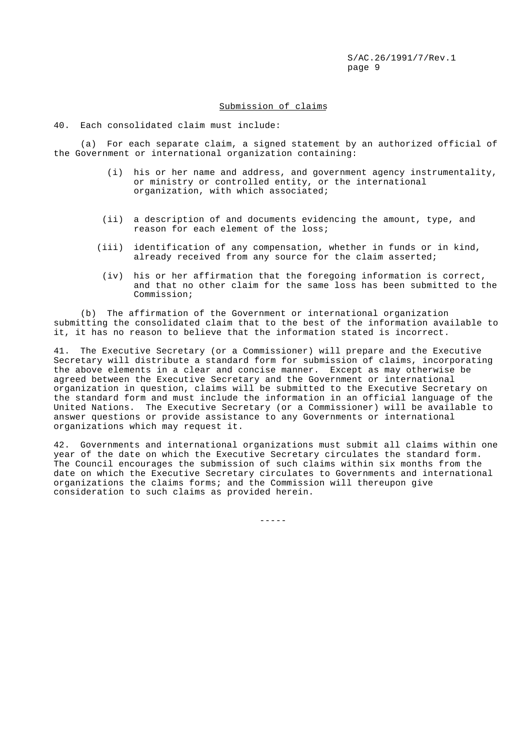## Submission of claims

40. Each consolidated claim must include:

(a) For each separate claim, a signed statement by an authorized official of the Government or international organization containing:

(i) his or her name and address, and government agency instrumentality, or ministry or controlled entity, or the international organization, with which associated;

(ii) a description of and documents evidencing the amount, type, and reason for each element of the loss;

(iii) identification of any compensation, whether in funds or in kind, already received from any source for the claim asserted;

(iv) his or her affirmation that the foregoing information is correct, and that no other claim for the same loss has been submitted to the Commission;

(b) The affirmation of the Government or international organization submitting the consolidated claim that to the best of the information available to it, it has no reason to believe that the information stated is incorrect.

41. The Executive Secretary (or a Commissioner) will prepare and the Executive Secretary will distribute a standard form for submission of claims, incorporating the above elements in a clear and concise manner. Except as may otherwise be agreed between the Executive Secretary and the Government or international organization in question, claims will be submitted to the Executive Secretary on the standard form and must include the information in an official language of the United Nations. The Executive Secretary (or a Commissioner) will be available to answer questions or provide assistance to any Governments or international organizations which may request it.

42. Governments and international organizations must submit all claims within one year of the date on which the Executive Secretary circulates the standard form. The Council encourages the submission of such claims within six months from the date on which the Executive Secretary circulates to Governments and international organizations the claims forms; and the Commission will thereupon give consideration to such claims as provided herein.

-----